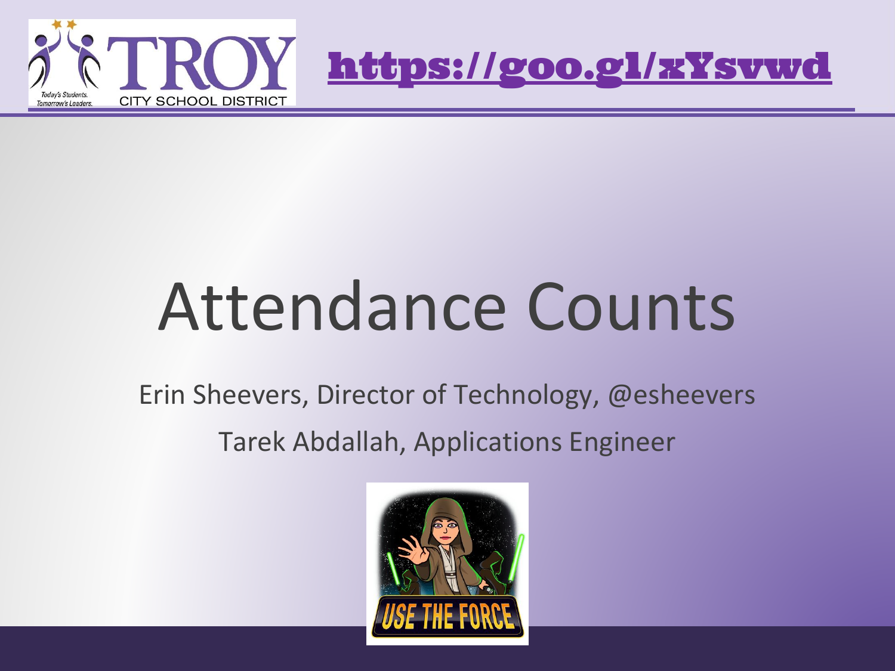https://goo.gl/xYsvwd

# Attendance Counts

Erin Sheevers, Director of Technology, @esheevers

Tarek Abdallah, Applications Engineer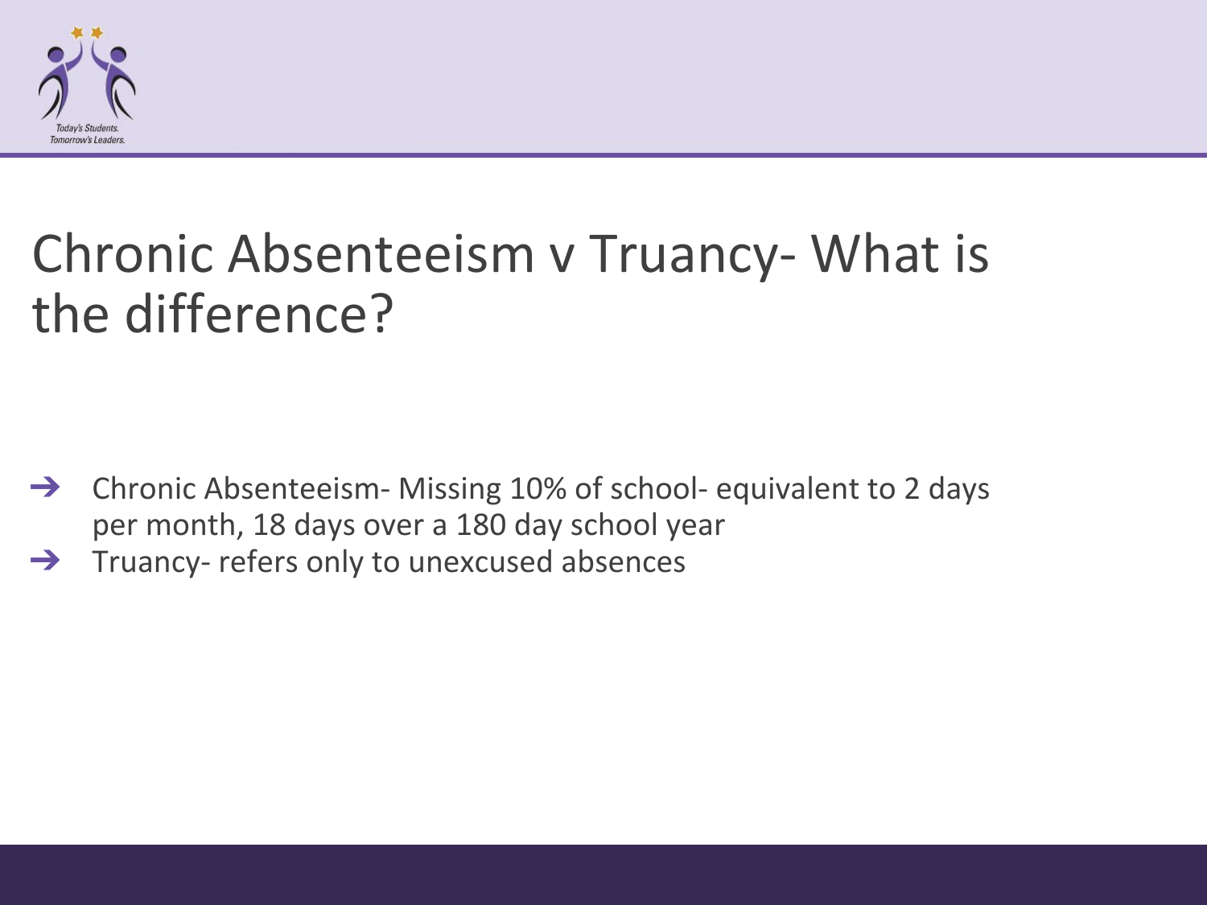# Chronic Absenteeism v Truancy- What is the difference?

- Chronic Absenteeism- Missing 10% of school- equivalent to 2 days per month, 18 days over a 180 day school year
- Truancy- refers only to unexcused absences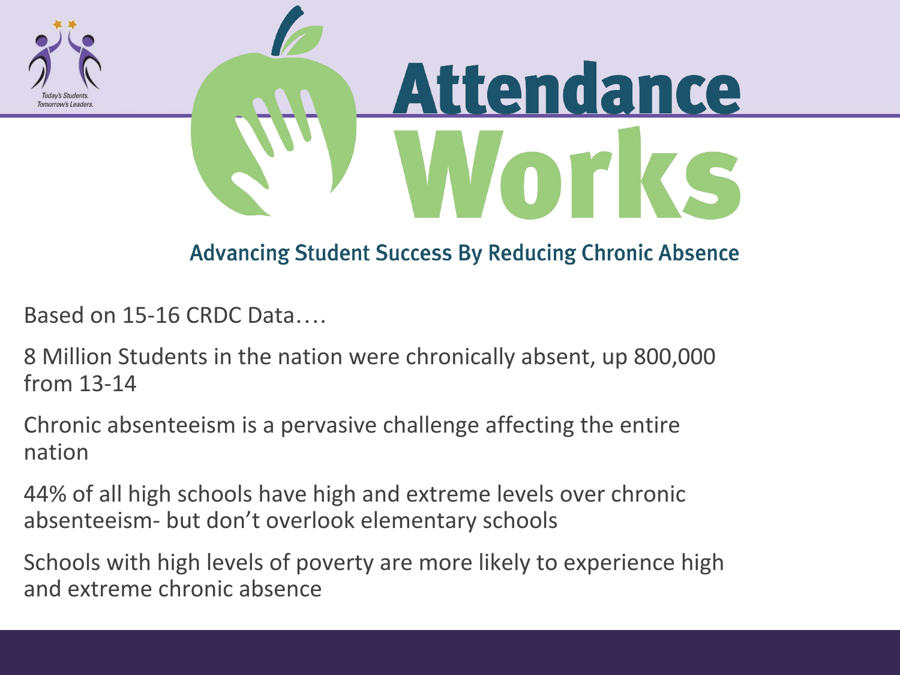# Attendance Works

**Advancing Student Success By Reducing Chronic Absence**

Based on 15-16 CRDC Data….

8 Million Students in the nation were chronically absent, up 800,000 from 13-14

Chronic absenteeism is a pervasive challenge affecting the entire nation

44% of all high schools have high and extreme levels over chronic absenteeism- but don't overlook elementary schools

Schools with high levels of poverty are more likely to experience high and extreme chronic absence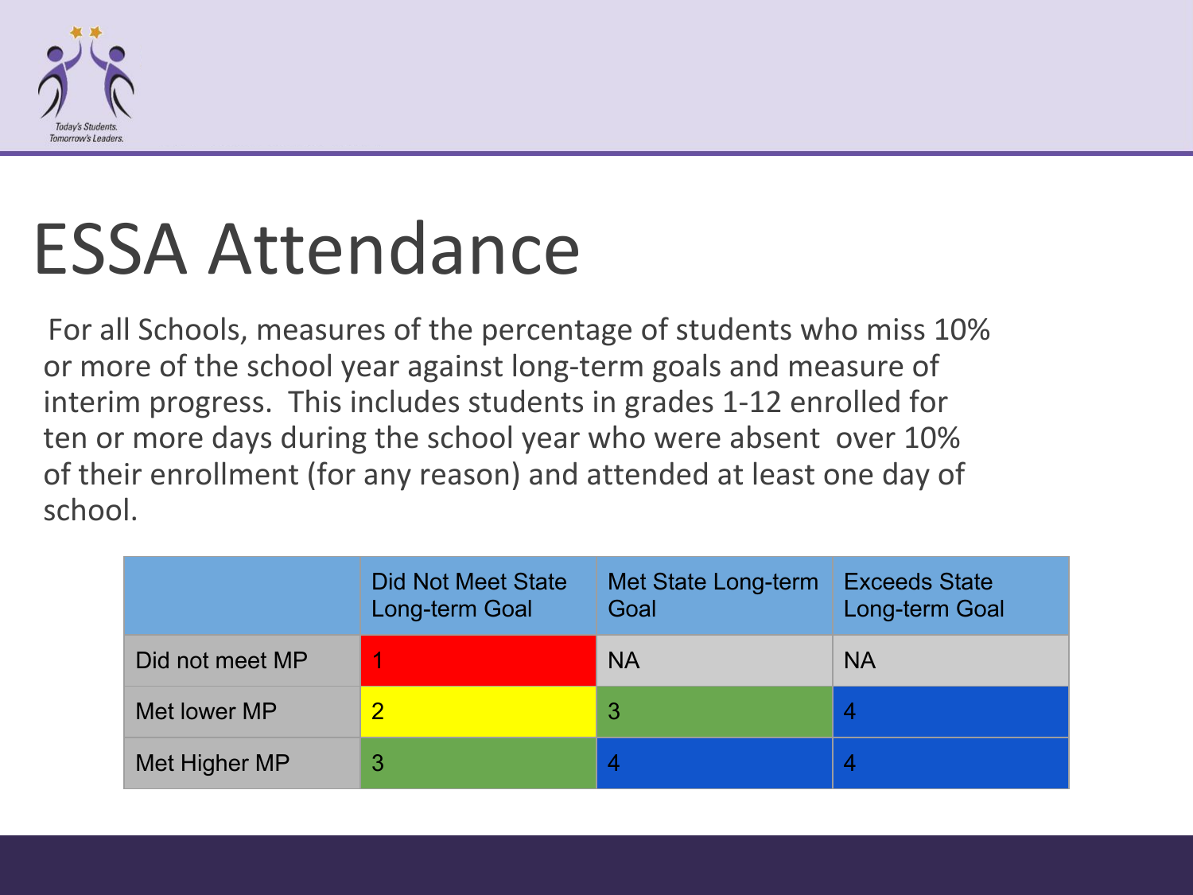# ESSA Attendance

For all Schools, measures of the percentage of students who miss 10% or more of the school year against long-term goals and measure of interim progress. This includes students in grades 1-12 enrolled for ten or more days during the school year who were absent over 10% of their enrollment (for any reason) and attended at least one day of school.

| | Did Not Meet State Long-term Goal | Met State Long-term Goal | Exceeds State Long-term Goal |
|---|---|---|---|
| Did not meet MP | 1 | NA | NA |
| Met lower MP | 2 | 3 | 4 |
| Met Higher MP | 3 | 4 | 4 |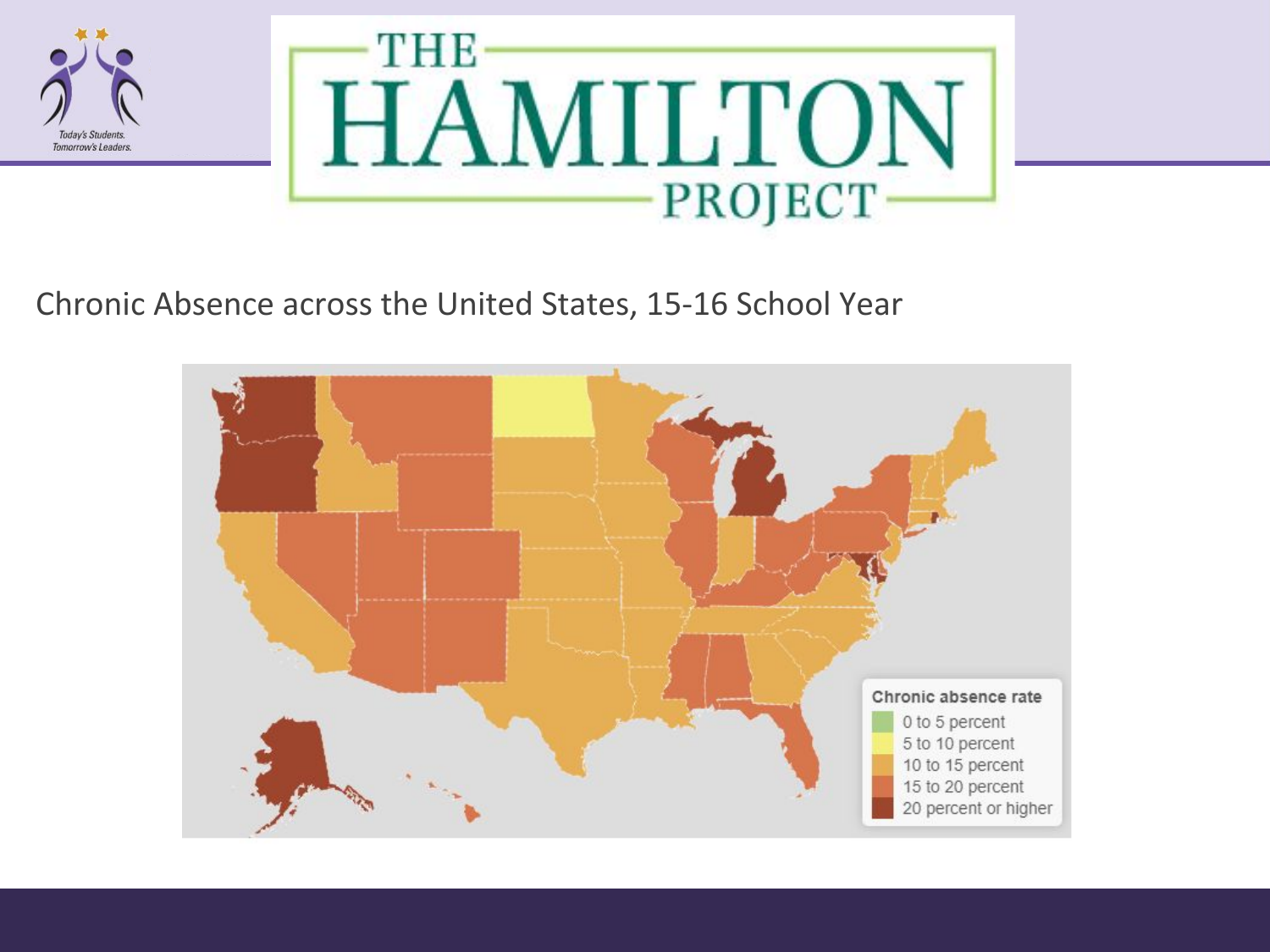THE HAMILTON PROJECT

Chronic Absence across the United States, 15-16 School Year

Chronic absence rate
- 0 to 5 percent
- 5 to 10 percent
- 10 to 15 percent
- 15 to 20 percent
- 20 percent or higher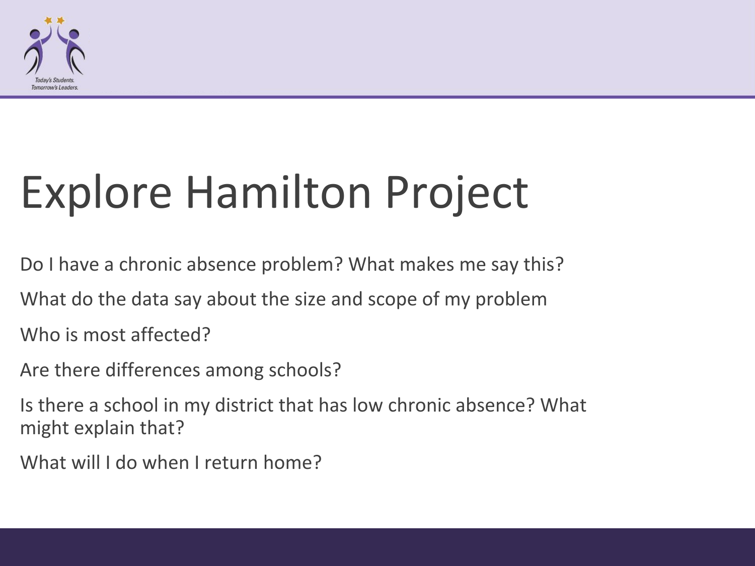# Explore Hamilton Project

Do I have a chronic absence problem? What makes me say this?

What do the data say about the size and scope of my problem

Who is most affected?

Are there differences among schools?

Is there a school in my district that has low chronic absence? What might explain that?

What will I do when I return home?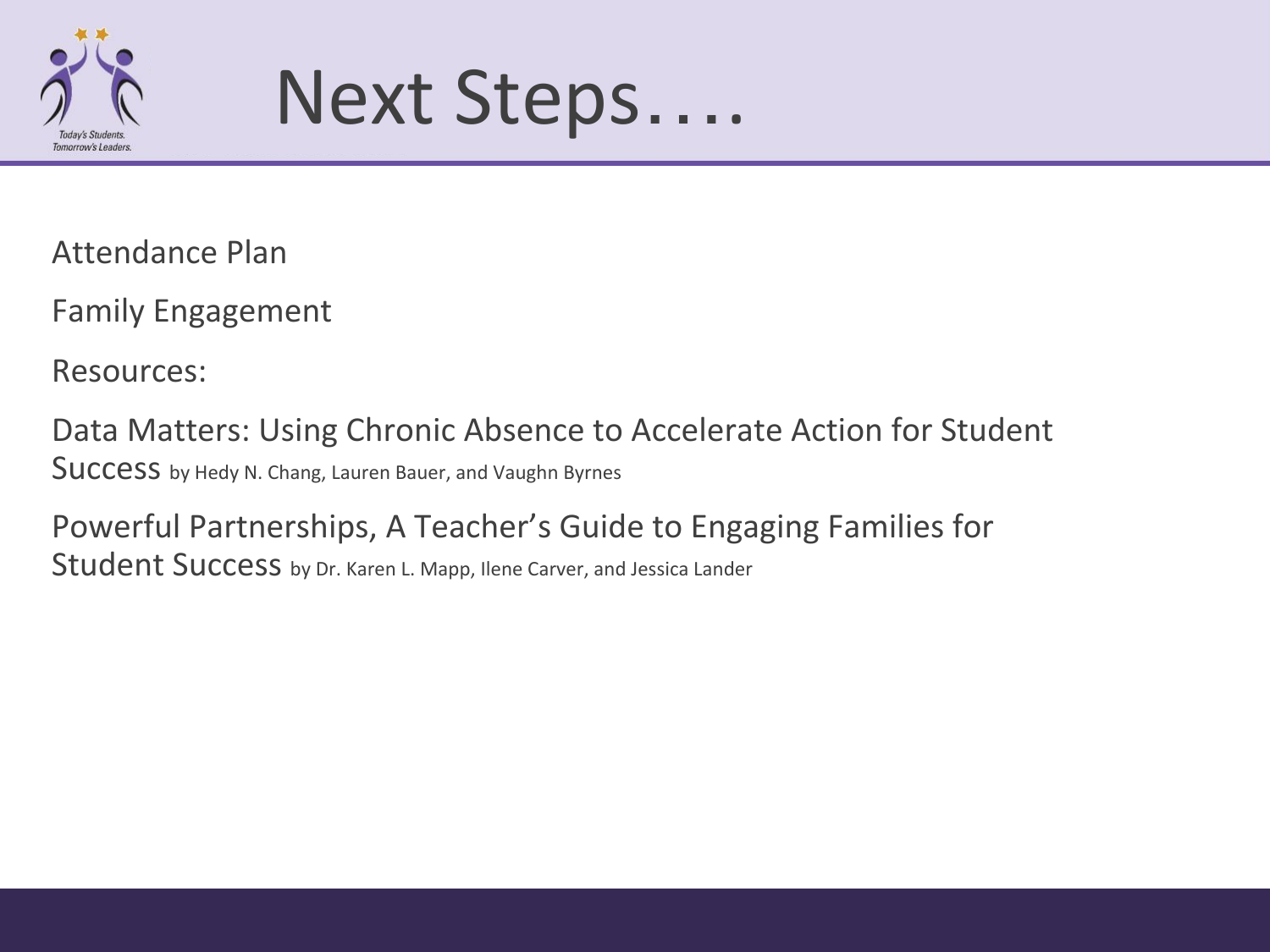# Next Steps….

Attendance Plan

Family Engagement

Resources:

Data Matters: Using Chronic Absence to Accelerate Action for Student Success by Hedy N. Chang, Lauren Bauer, and Vaughn Byrnes

Powerful Partnerships, A Teacher's Guide to Engaging Families for Student Success by Dr. Karen L. Mapp, Ilene Carver, and Jessica Lander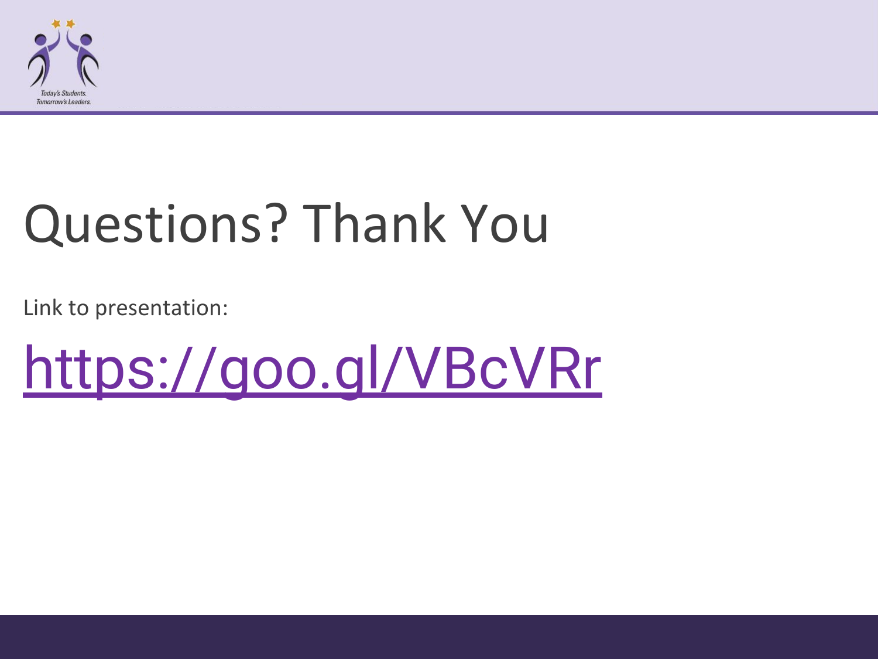# Questions? Thank You

Link to presentation:

https://goo.gl/VBcVRr